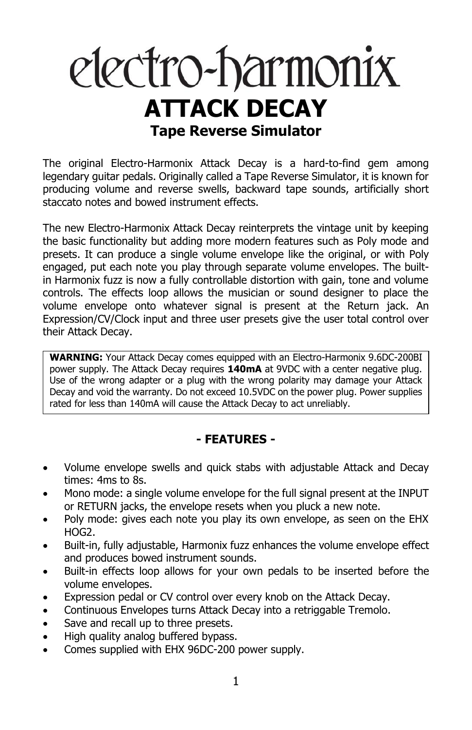# electro-harmonix

# ATTACK DECAY

## Tape Reverse Simulator

The original Electro-Harmonix Attack Decay is a hard-to-find gem among legendary guitar pedals. Originally called a Tape Reverse Simulator, it is known for producing volume and reverse swells, backward tape sounds, artificially short staccato notes and bowed instrument effects.

The new Electro-Harmonix Attack Decay reinterprets the vintage unit by keeping the basic functionality but adding more modern features such as Poly mode and presets. It can produce a single volume envelope like the original, or with Poly engaged, put each note you play through separate volume envelopes. The built-in Harmonix fuzz is now a fully controllable distortion with gain, tone and volume controls. The effects loop allows the musician or sound designer to place the volume envelope onto whatever signal is present at the Return jack. An Expression/CV/Clock input and three user presets give the user total control over their Attack Decay.

**WARNING:** Your Attack Decay comes equipped with an Electro-Harmonix 9.6DC-200BI power supply. The Attack Decay requires **140mA** at 9VDC with a center negative plug. Use of the wrong adapter or a plug with the wrong polarity may damage your Attack Decay and void the warranty. Do not exceed 10.5VDC on the power plug. Power supplies rated for less than 140mA will cause the Attack Decay to act unreliably.

### - FEATURES -

- Volume envelope swells and quick stabs with adjustable Attack and Decay times: 4ms to 8s.
- Mono mode: a single volume envelope for the full signal present at the INPUT or RETURN jacks, the envelope resets when you pluck a new note.
- Poly mode: gives each note you play its own envelope, as seen on the EHX HOG2.
- Built-in, fully adjustable, Harmonix fuzz enhances the volume envelope effect and produces bowed instrument sounds.
- Built-in effects loop allows for your own pedals to be inserted before the volume envelopes.
- Expression pedal or CV control over every knob on the Attack Decay.
- Continuous Envelopes turns Attack Decay into a retriggable Tremolo.
- Save and recall up to three presets.
- High quality analog buffered bypass.
- Comes supplied with EHX 96DC-200 power supply.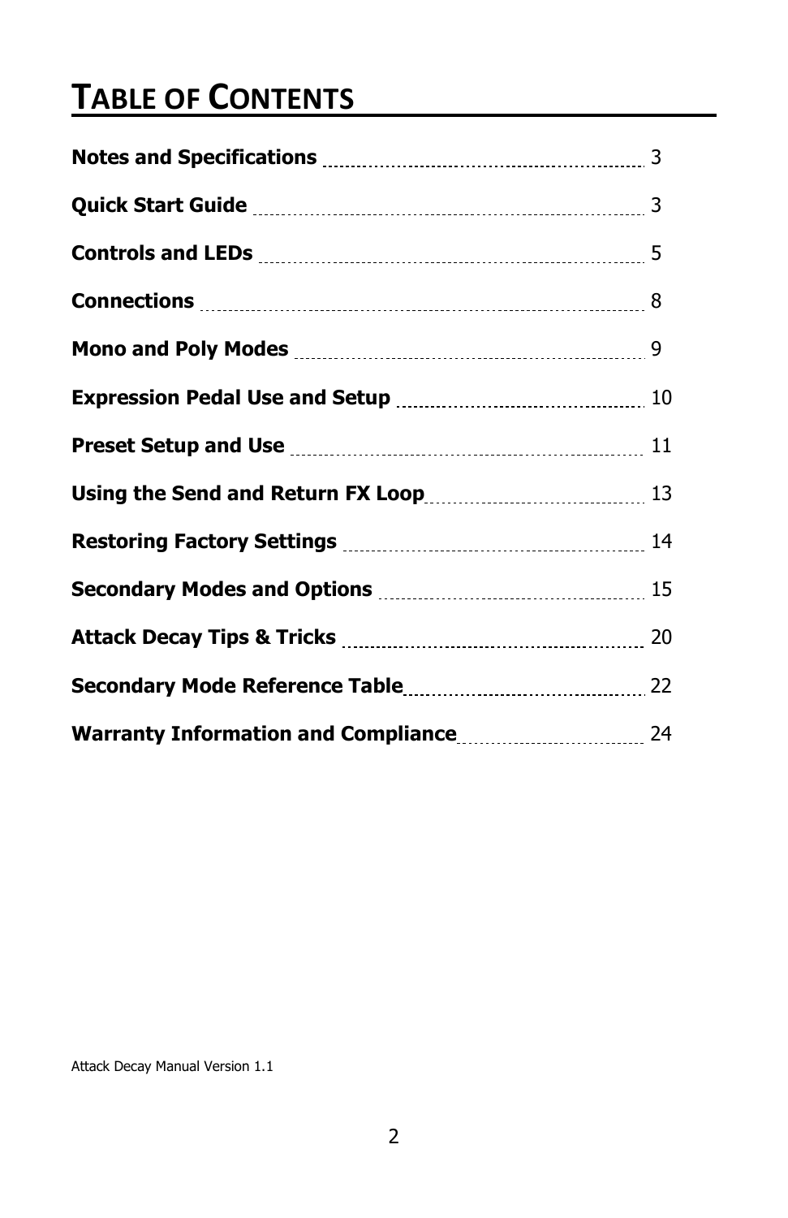# Table of Contents

**Notes and Specifications** ........ 3

**Quick Start Guide** ........ 3

**Controls and LEDs** ........ 5

**Connections** ........ 8

**Mono and Poly Modes** ........ 9

**Expression Pedal Use and Setup** ........ 10

**Preset Setup and Use** ........ 11

**Using the Send and Return FX Loop** ........ 13

**Restoring Factory Settings** ........ 14

**Secondary Modes and Options** ........ 15

**Attack Decay Tips & Tricks** ........ 20

**Secondary Mode Reference Table** ........ 22

**Warranty Information and Compliance** ........ 24

Attack Decay Manual Version 1.1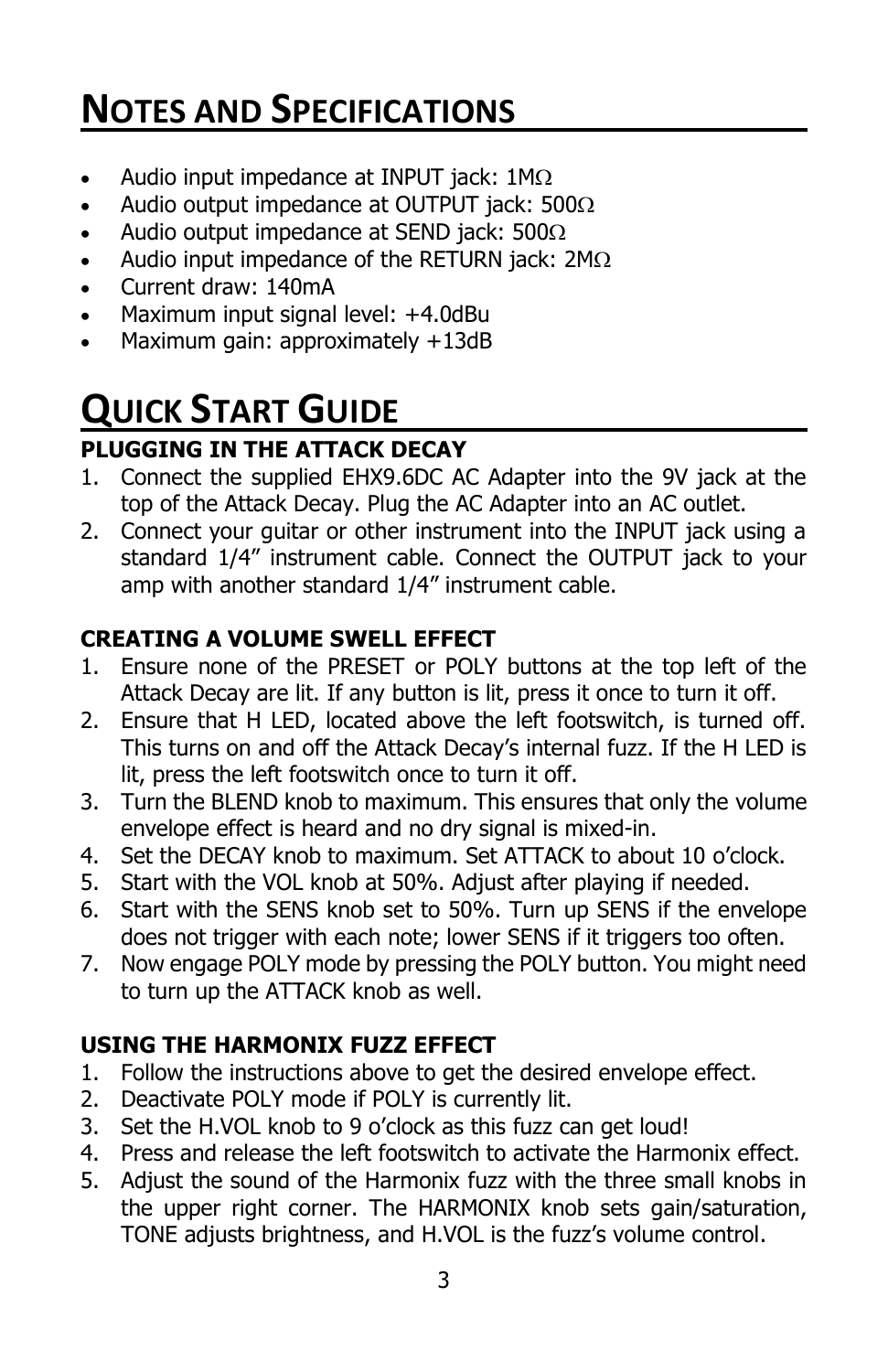# Notes and Specifications

- Audio input impedance at INPUT jack: 1MΩ
- Audio output impedance at OUTPUT jack: 500Ω
- Audio output impedance at SEND jack: 500Ω
- Audio input impedance of the RETURN jack: 2MΩ
- Current draw: 140mA
- Maximum input signal level: +4.0dBu
- Maximum gain: approximately +13dB

# Quick Start Guide

### PLUGGING IN THE ATTACK DECAY

1. Connect the supplied EHX9.6DC AC Adapter into the 9V jack at the top of the Attack Decay. Plug the AC Adapter into an AC outlet.
2. Connect your guitar or other instrument into the INPUT jack using a standard 1/4" instrument cable. Connect the OUTPUT jack to your amp with another standard 1/4" instrument cable.

### CREATING A VOLUME SWELL EFFECT

1. Ensure none of the PRESET or POLY buttons at the top left of the Attack Decay are lit. If any button is lit, press it once to turn it off.
2. Ensure that H LED, located above the left footswitch, is turned off. This turns on and off the Attack Decay's internal fuzz. If the H LED is lit, press the left footswitch once to turn it off.
3. Turn the BLEND knob to maximum. This ensures that only the volume envelope effect is heard and no dry signal is mixed-in.
4. Set the DECAY knob to maximum. Set ATTACK to about 10 o'clock.
5. Start with the VOL knob at 50%. Adjust after playing if needed.
6. Start with the SENS knob set to 50%. Turn up SENS if the envelope does not trigger with each note; lower SENS if it triggers too often.
7. Now engage POLY mode by pressing the POLY button. You might need to turn up the ATTACK knob as well.

### USING THE HARMONIX FUZZ EFFECT

1. Follow the instructions above to get the desired envelope effect.
2. Deactivate POLY mode if POLY is currently lit.
3. Set the H.VOL knob to 9 o'clock as this fuzz can get loud!
4. Press and release the left footswitch to activate the Harmonix effect.
5. Adjust the sound of the Harmonix fuzz with the three small knobs in the upper right corner. The HARMONIX knob sets gain/saturation, TONE adjusts brightness, and H.VOL is the fuzz's volume control.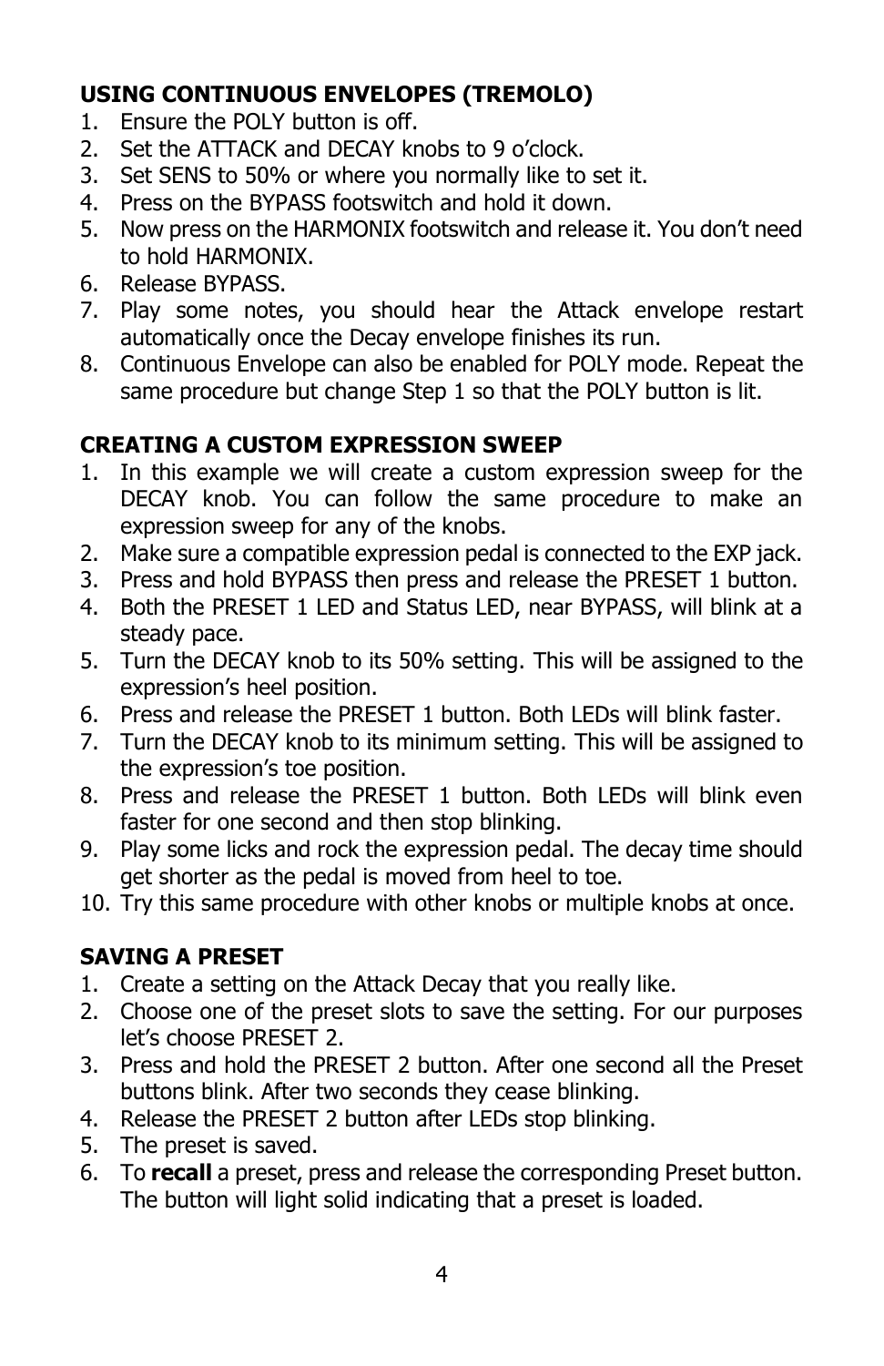### USING CONTINUOUS ENVELOPES (TREMOLO)

1. Ensure the POLY button is off.
2. Set the ATTACK and DECAY knobs to 9 o'clock.
3. Set SENS to 50% or where you normally like to set it.
4. Press on the BYPASS footswitch and hold it down.
5. Now press on the HARMONIX footswitch and release it. You don't need to hold HARMONIX.
6. Release BYPASS.
7. Play some notes, you should hear the Attack envelope restart automatically once the Decay envelope finishes its run.
8. Continuous Envelope can also be enabled for POLY mode. Repeat the same procedure but change Step 1 so that the POLY button is lit.

### CREATING A CUSTOM EXPRESSION SWEEP

1. In this example we will create a custom expression sweep for the DECAY knob. You can follow the same procedure to make an expression sweep for any of the knobs.
2. Make sure a compatible expression pedal is connected to the EXP jack.
3. Press and hold BYPASS then press and release the PRESET 1 button.
4. Both the PRESET 1 LED and Status LED, near BYPASS, will blink at a steady pace.
5. Turn the DECAY knob to its 50% setting. This will be assigned to the expression's heel position.
6. Press and release the PRESET 1 button. Both LEDs will blink faster.
7. Turn the DECAY knob to its minimum setting. This will be assigned to the expression's toe position.
8. Press and release the PRESET 1 button. Both LEDs will blink even faster for one second and then stop blinking.
9. Play some licks and rock the expression pedal. The decay time should get shorter as the pedal is moved from heel to toe.
10. Try this same procedure with other knobs or multiple knobs at once.

### SAVING A PRESET

1. Create a setting on the Attack Decay that you really like.
2. Choose one of the preset slots to save the setting. For our purposes let's choose PRESET 2.
3. Press and hold the PRESET 2 button. After one second all the Preset buttons blink. After two seconds they cease blinking.
4. Release the PRESET 2 button after LEDs stop blinking.
5. The preset is saved.
6. To **recall** a preset, press and release the corresponding Preset button. The button will light solid indicating that a preset is loaded.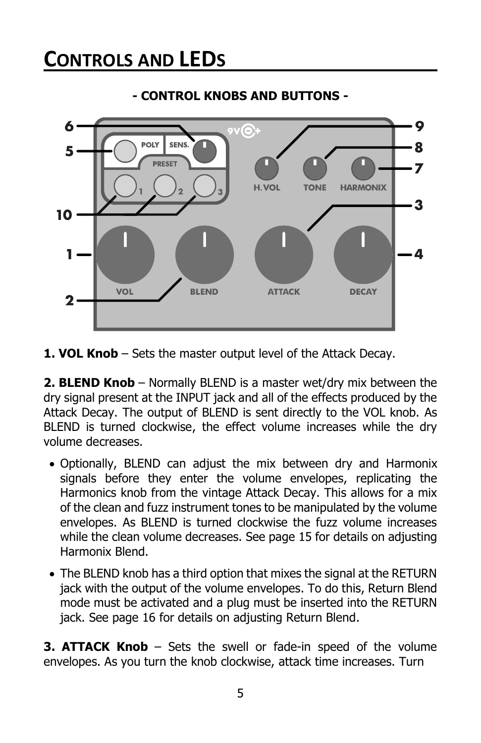# Controls and LEDs

**- CONTROL KNOBS AND BUTTONS -**

**1. VOL Knob** – Sets the master output level of the Attack Decay.

**2. BLEND Knob** – Normally BLEND is a master wet/dry mix between the dry signal present at the INPUT jack and all of the effects produced by the Attack Decay. The output of BLEND is sent directly to the VOL knob. As BLEND is turned clockwise, the effect volume increases while the dry volume decreases.

- Optionally, BLEND can adjust the mix between dry and Harmonix signals before they enter the volume envelopes, replicating the Harmonics knob from the vintage Attack Decay. This allows for a mix of the clean and fuzz instrument tones to be manipulated by the volume envelopes. As BLEND is turned clockwise the fuzz volume increases while the clean volume decreases. See page 15 for details on adjusting Harmonix Blend.
- The BLEND knob has a third option that mixes the signal at the RETURN jack with the output of the volume envelopes. To do this, Return Blend mode must be activated and a plug must be inserted into the RETURN jack. See page 16 for details on adjusting Return Blend.

**3. ATTACK Knob** – Sets the swell or fade-in speed of the volume envelopes. As you turn the knob clockwise, attack time increases. Turn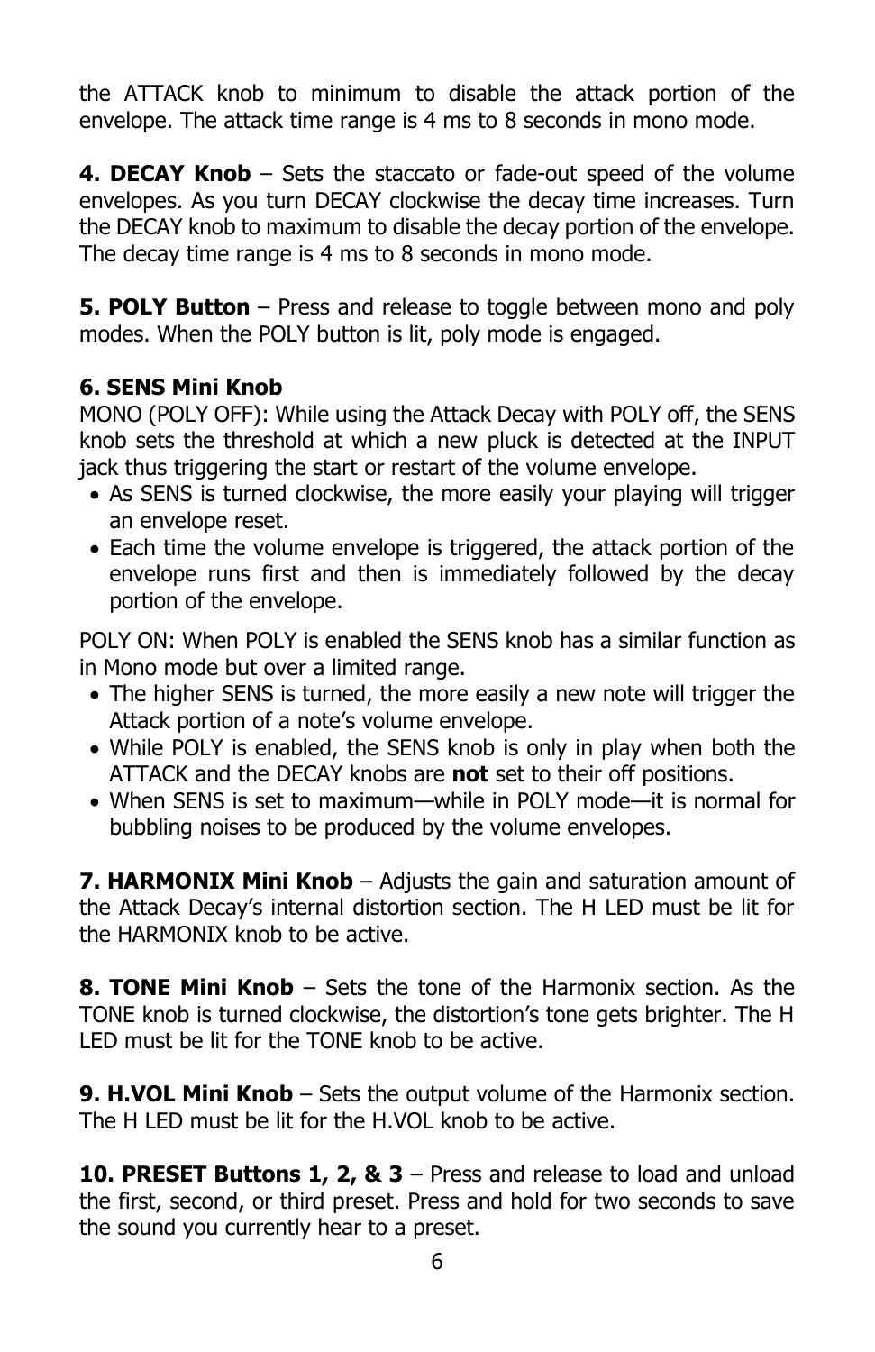the ATTACK knob to minimum to disable the attack portion of the envelope. The attack time range is 4 ms to 8 seconds in mono mode.

**4. DECAY Knob** – Sets the staccato or fade-out speed of the volume envelopes. As you turn DECAY clockwise the decay time increases. Turn the DECAY knob to maximum to disable the decay portion of the envelope. The decay time range is 4 ms to 8 seconds in mono mode.

**5. POLY Button** – Press and release to toggle between mono and poly modes. When the POLY button is lit, poly mode is engaged.

**6. SENS Mini Knob**

MONO (POLY OFF): While using the Attack Decay with POLY off, the SENS knob sets the threshold at which a new pluck is detected at the INPUT jack thus triggering the start or restart of the volume envelope.

- As SENS is turned clockwise, the more easily your playing will trigger an envelope reset.
- Each time the volume envelope is triggered, the attack portion of the envelope runs first and then is immediately followed by the decay portion of the envelope.

POLY ON: When POLY is enabled the SENS knob has a similar function as in Mono mode but over a limited range.

- The higher SENS is turned, the more easily a new note will trigger the Attack portion of a note's volume envelope.
- While POLY is enabled, the SENS knob is only in play when both the ATTACK and the DECAY knobs are **not** set to their off positions.
- When SENS is set to maximum—while in POLY mode—it is normal for bubbling noises to be produced by the volume envelopes.

**7. HARMONIX Mini Knob** – Adjusts the gain and saturation amount of the Attack Decay's internal distortion section. The H LED must be lit for the HARMONIX knob to be active.

**8. TONE Mini Knob** – Sets the tone of the Harmonix section. As the TONE knob is turned clockwise, the distortion's tone gets brighter. The H LED must be lit for the TONE knob to be active.

**9. H.VOL Mini Knob** – Sets the output volume of the Harmonix section. The H LED must be lit for the H.VOL knob to be active.

**10. PRESET Buttons 1, 2, & 3** – Press and release to load and unload the first, second, or third preset. Press and hold for two seconds to save the sound you currently hear to a preset.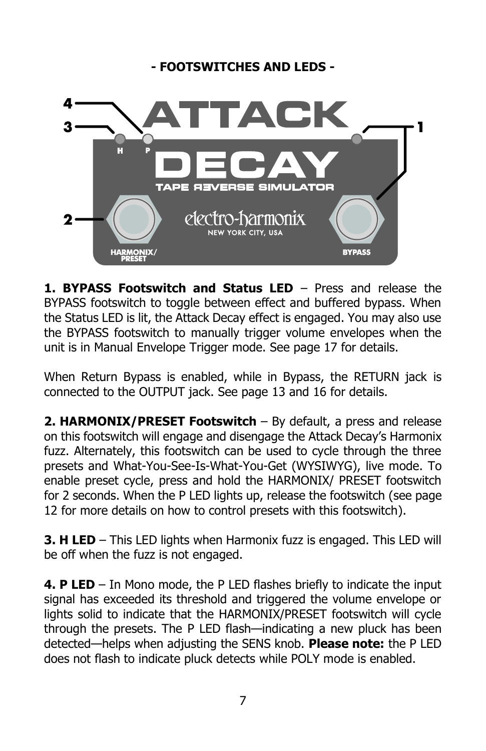## - FOOTSWITCHES AND LEDS -

**1. BYPASS Footswitch and Status LED** – Press and release the BYPASS footswitch to toggle between effect and buffered bypass. When the Status LED is lit, the Attack Decay effect is engaged. You may also use the BYPASS footswitch to manually trigger volume envelopes when the unit is in Manual Envelope Trigger mode. See page 17 for details.

When Return Bypass is enabled, while in Bypass, the RETURN jack is connected to the OUTPUT jack. See page 13 and 16 for details.

**2. HARMONIX/PRESET Footswitch** – By default, a press and release on this footswitch will engage and disengage the Attack Decay's Harmonix fuzz. Alternately, this footswitch can be used to cycle through the three presets and What-You-See-Is-What-You-Get (WYSIWYG), live mode. To enable preset cycle, press and hold the HARMONIX/ PRESET footswitch for 2 seconds. When the P LED lights up, release the footswitch (see page 12 for more details on how to control presets with this footswitch).

**3. H LED** – This LED lights when Harmonix fuzz is engaged. This LED will be off when the fuzz is not engaged.

**4. P LED** – In Mono mode, the P LED flashes briefly to indicate the input signal has exceeded its threshold and triggered the volume envelope or lights solid to indicate that the HARMONIX/PRESET footswitch will cycle through the presets. The P LED flash—indicating a new pluck has been detected—helps when adjusting the SENS knob. **Please note:** the P LED does not flash to indicate pluck detects while POLY mode is enabled.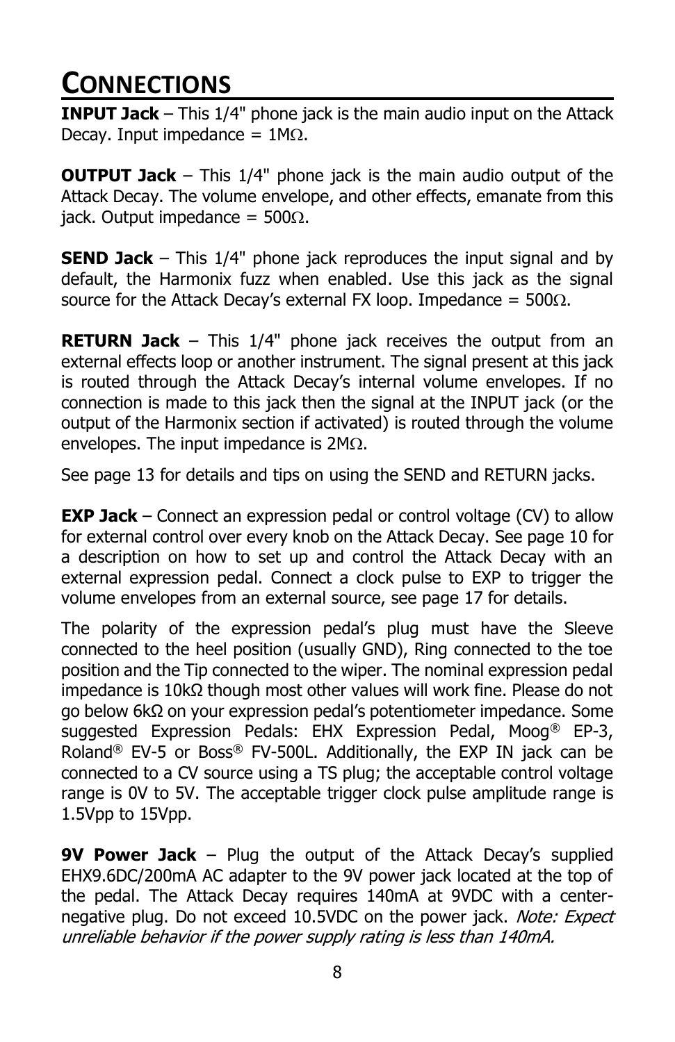# Connections

**INPUT Jack** – This 1/4" phone jack is the main audio input on the Attack Decay. Input impedance = 1MΩ.

**OUTPUT Jack** – This 1/4" phone jack is the main audio output of the Attack Decay. The volume envelope, and other effects, emanate from this jack. Output impedance = 500Ω.

**SEND Jack** – This 1/4" phone jack reproduces the input signal and by default, the Harmonix fuzz when enabled. Use this jack as the signal source for the Attack Decay's external FX loop. Impedance = 500Ω.

**RETURN Jack** – This 1/4" phone jack receives the output from an external effects loop or another instrument. The signal present at this jack is routed through the Attack Decay's internal volume envelopes. If no connection is made to this jack then the signal at the INPUT jack (or the output of the Harmonix section if activated) is routed through the volume envelopes. The input impedance is 2MΩ.

See page 13 for details and tips on using the SEND and RETURN jacks.

**EXP Jack** – Connect an expression pedal or control voltage (CV) to allow for external control over every knob on the Attack Decay. See page 10 for a description on how to set up and control the Attack Decay with an external expression pedal. Connect a clock pulse to EXP to trigger the volume envelopes from an external source, see page 17 for details.

The polarity of the expression pedal's plug must have the Sleeve connected to the heel position (usually GND), Ring connected to the toe position and the Tip connected to the wiper. The nominal expression pedal impedance is 10kΩ though most other values will work fine. Please do not go below 6kΩ on your expression pedal's potentiometer impedance. Some suggested Expression Pedals: EHX Expression Pedal, Moog® EP-3, Roland® EV-5 or Boss® FV-500L. Additionally, the EXP IN jack can be connected to a CV source using a TS plug; the acceptable control voltage range is 0V to 5V. The acceptable trigger clock pulse amplitude range is 1.5Vpp to 15Vpp.

**9V Power Jack** – Plug the output of the Attack Decay's supplied EHX9.6DC/200mA AC adapter to the 9V power jack located at the top of the pedal. The Attack Decay requires 140mA at 9VDC with a center-negative plug. Do not exceed 10.5VDC on the power jack. *Note: Expect unreliable behavior if the power supply rating is less than 140mA.*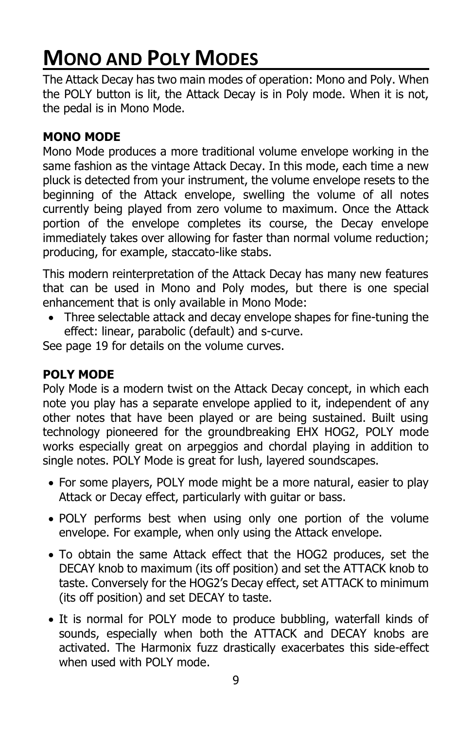# Mono and Poly Modes

The Attack Decay has two main modes of operation: Mono and Poly. When the POLY button is lit, the Attack Decay is in Poly mode. When it is not, the pedal is in Mono Mode.

### MONO MODE

Mono Mode produces a more traditional volume envelope working in the same fashion as the vintage Attack Decay. In this mode, each time a new pluck is detected from your instrument, the volume envelope resets to the beginning of the Attack envelope, swelling the volume of all notes currently being played from zero volume to maximum. Once the Attack portion of the envelope completes its course, the Decay envelope immediately takes over allowing for faster than normal volume reduction; producing, for example, staccato-like stabs.

This modern reinterpretation of the Attack Decay has many new features that can be used in Mono and Poly modes, but there is one special enhancement that is only available in Mono Mode:

- Three selectable attack and decay envelope shapes for fine-tuning the effect: linear, parabolic (default) and s-curve.

See page 19 for details on the volume curves.

### POLY MODE

Poly Mode is a modern twist on the Attack Decay concept, in which each note you play has a separate envelope applied to it, independent of any other notes that have been played or are being sustained. Built using technology pioneered for the groundbreaking EHX HOG2, POLY mode works especially great on arpeggios and chordal playing in addition to single notes. POLY Mode is great for lush, layered soundscapes.

- For some players, POLY mode might be a more natural, easier to play Attack or Decay effect, particularly with guitar or bass.
- POLY performs best when using only one portion of the volume envelope. For example, when only using the Attack envelope.
- To obtain the same Attack effect that the HOG2 produces, set the DECAY knob to maximum (its off position) and set the ATTACK knob to taste. Conversely for the HOG2's Decay effect, set ATTACK to minimum (its off position) and set DECAY to taste.
- It is normal for POLY mode to produce bubbling, waterfall kinds of sounds, especially when both the ATTACK and DECAY knobs are activated. The Harmonix fuzz drastically exacerbates this side-effect when used with POLY mode.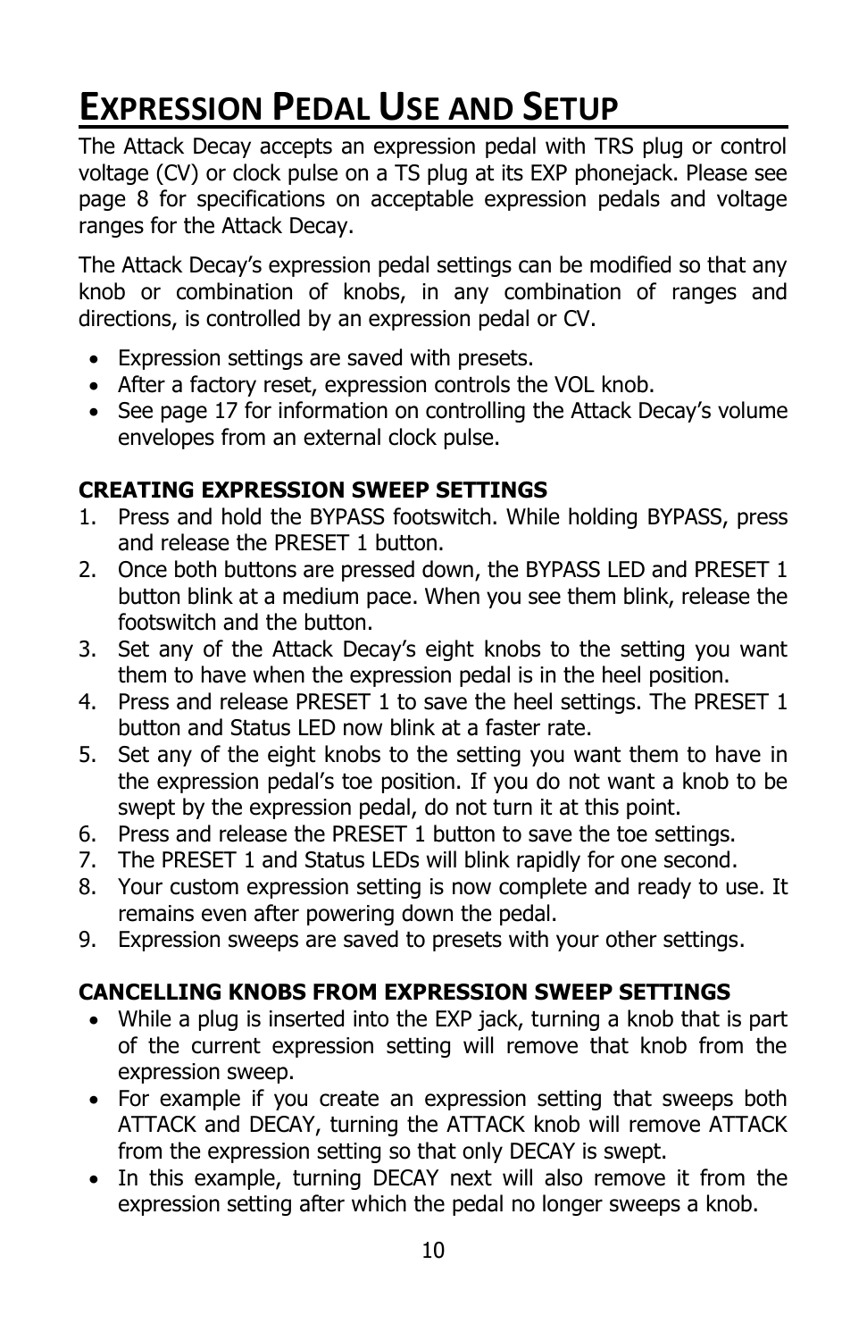# Expression Pedal Use and Setup

The Attack Decay accepts an expression pedal with TRS plug or control voltage (CV) or clock pulse on a TS plug at its EXP phonejack. Please see page 8 for specifications on acceptable expression pedals and voltage ranges for the Attack Decay.

The Attack Decay's expression pedal settings can be modified so that any knob or combination of knobs, in any combination of ranges and directions, is controlled by an expression pedal or CV.

- Expression settings are saved with presets.
- After a factory reset, expression controls the VOL knob.
- See page 17 for information on controlling the Attack Decay's volume envelopes from an external clock pulse.

### CREATING EXPRESSION SWEEP SETTINGS

1. Press and hold the BYPASS footswitch. While holding BYPASS, press and release the PRESET 1 button.
2. Once both buttons are pressed down, the BYPASS LED and PRESET 1 button blink at a medium pace. When you see them blink, release the footswitch and the button.
3. Set any of the Attack Decay's eight knobs to the setting you want them to have when the expression pedal is in the heel position.
4. Press and release PRESET 1 to save the heel settings. The PRESET 1 button and Status LED now blink at a faster rate.
5. Set any of the eight knobs to the setting you want them to have in the expression pedal's toe position. If you do not want a knob to be swept by the expression pedal, do not turn it at this point.
6. Press and release the PRESET 1 button to save the toe settings.
7. The PRESET 1 and Status LEDs will blink rapidly for one second.
8. Your custom expression setting is now complete and ready to use. It remains even after powering down the pedal.
9. Expression sweeps are saved to presets with your other settings.

### CANCELLING KNOBS FROM EXPRESSION SWEEP SETTINGS

- While a plug is inserted into the EXP jack, turning a knob that is part of the current expression setting will remove that knob from the expression sweep.
- For example if you create an expression setting that sweeps both ATTACK and DECAY, turning the ATTACK knob will remove ATTACK from the expression setting so that only DECAY is swept.
- In this example, turning DECAY next will also remove it from the expression setting after which the pedal no longer sweeps a knob.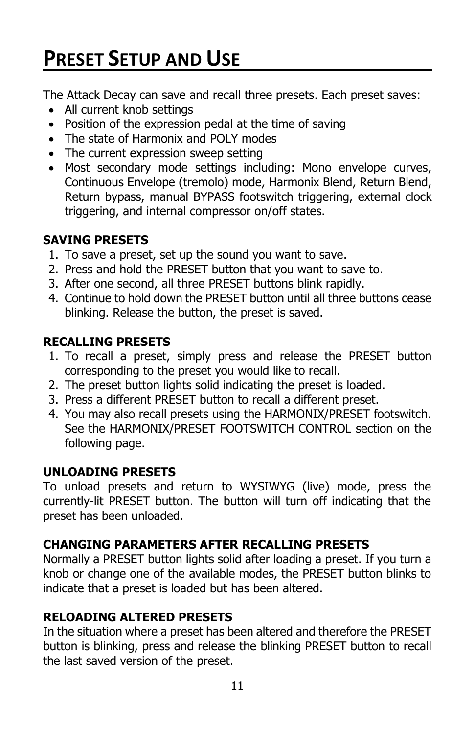# PRESET SETUP AND USE

The Attack Decay can save and recall three presets. Each preset saves:

- All current knob settings
- Position of the expression pedal at the time of saving
- The state of Harmonix and POLY modes
- The current expression sweep setting
- Most secondary mode settings including: Mono envelope curves, Continuous Envelope (tremolo) mode, Harmonix Blend, Return Blend, Return bypass, manual BYPASS footswitch triggering, external clock triggering, and internal compressor on/off states.

**SAVING PRESETS**

1. To save a preset, set up the sound you want to save.
2. Press and hold the PRESET button that you want to save to.
3. After one second, all three PRESET buttons blink rapidly.
4. Continue to hold down the PRESET button until all three buttons cease blinking. Release the button, the preset is saved.

**RECALLING PRESETS**

1. To recall a preset, simply press and release the PRESET button corresponding to the preset you would like to recall.
2. The preset button lights solid indicating the preset is loaded.
3. Press a different PRESET button to recall a different preset.
4. You may also recall presets using the HARMONIX/PRESET footswitch. See the HARMONIX/PRESET FOOTSWITCH CONTROL section on the following page.

**UNLOADING PRESETS**

To unload presets and return to WYSIWYG (live) mode, press the currently-lit PRESET button. The button will turn off indicating that the preset has been unloaded.

**CHANGING PARAMETERS AFTER RECALLING PRESETS**

Normally a PRESET button lights solid after loading a preset. If you turn a knob or change one of the available modes, the PRESET button blinks to indicate that a preset is loaded but has been altered.

**RELOADING ALTERED PRESETS**

In the situation where a preset has been altered and therefore the PRESET button is blinking, press and release the blinking PRESET button to recall the last saved version of the preset.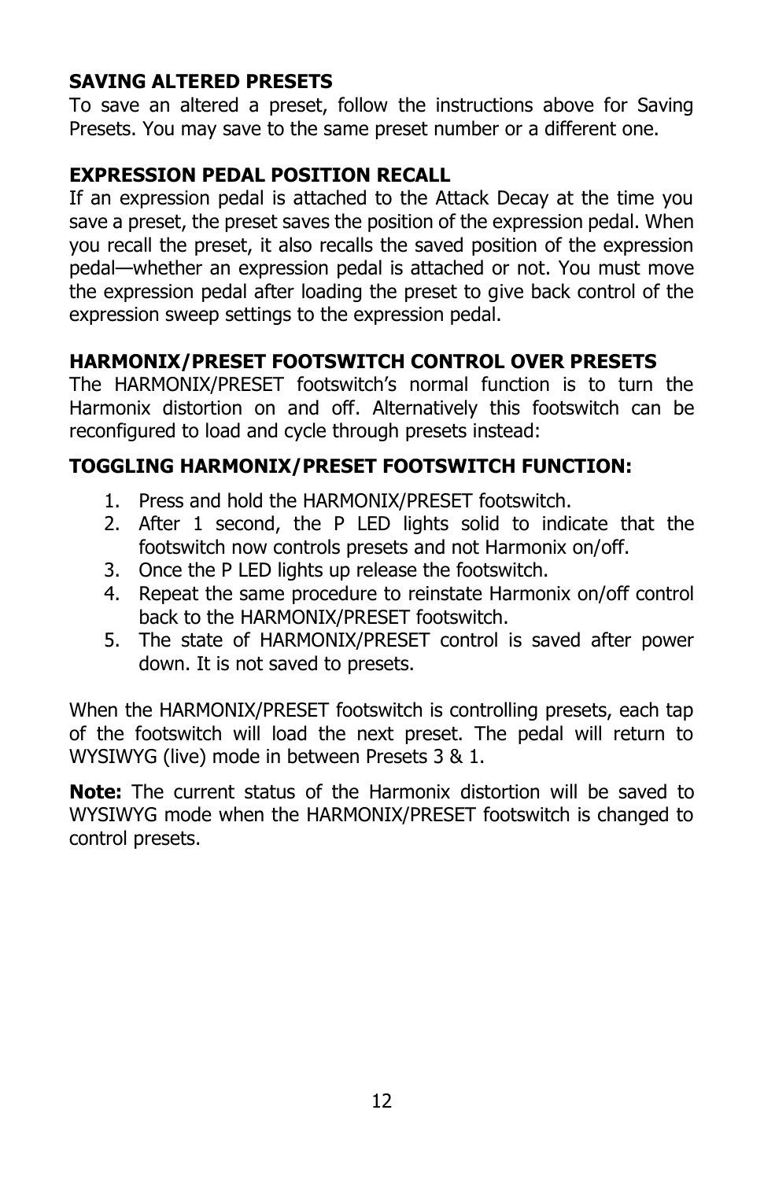### SAVING ALTERED PRESETS

To save an altered a preset, follow the instructions above for Saving Presets. You may save to the same preset number or a different one.

### EXPRESSION PEDAL POSITION RECALL

If an expression pedal is attached to the Attack Decay at the time you save a preset, the preset saves the position of the expression pedal. When you recall the preset, it also recalls the saved position of the expression pedal—whether an expression pedal is attached or not. You must move the expression pedal after loading the preset to give back control of the expression sweep settings to the expression pedal.

### HARMONIX/PRESET FOOTSWITCH CONTROL OVER PRESETS

The HARMONIX/PRESET footswitch's normal function is to turn the Harmonix distortion on and off. Alternatively this footswitch can be reconfigured to load and cycle through presets instead:

### TOGGLING HARMONIX/PRESET FOOTSWITCH FUNCTION:

1. Press and hold the HARMONIX/PRESET footswitch.
2. After 1 second, the P LED lights solid to indicate that the footswitch now controls presets and not Harmonix on/off.
3. Once the P LED lights up release the footswitch.
4. Repeat the same procedure to reinstate Harmonix on/off control back to the HARMONIX/PRESET footswitch.
5. The state of HARMONIX/PRESET control is saved after power down. It is not saved to presets.

When the HARMONIX/PRESET footswitch is controlling presets, each tap of the footswitch will load the next preset. The pedal will return to WYSIWYG (live) mode in between Presets 3 & 1.

**Note:** The current status of the Harmonix distortion will be saved to WYSIWYG mode when the HARMONIX/PRESET footswitch is changed to control presets.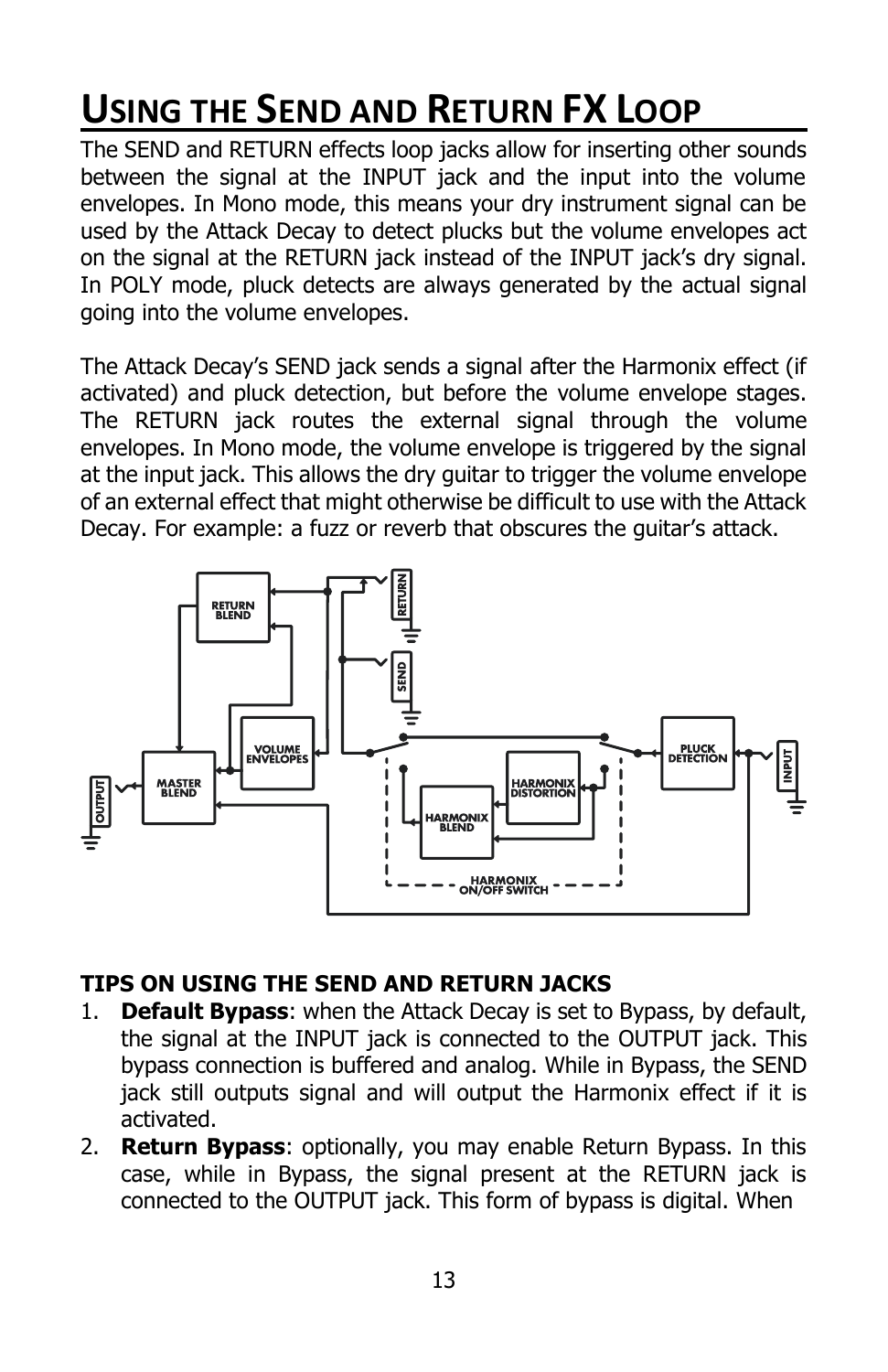# Using the Send and Return FX Loop

The SEND and RETURN effects loop jacks allow for inserting other sounds between the signal at the INPUT jack and the input into the volume envelopes. In Mono mode, this means your dry instrument signal can be used by the Attack Decay to detect plucks but the volume envelopes act on the signal at the RETURN jack instead of the INPUT jack's dry signal. In POLY mode, pluck detects are always generated by the actual signal going into the volume envelopes.

The Attack Decay's SEND jack sends a signal after the Harmonix effect (if activated) and pluck detection, but before the volume envelope stages. The RETURN jack routes the external signal through the volume envelopes. In Mono mode, the volume envelope is triggered by the signal at the input jack. This allows the dry guitar to trigger the volume envelope of an external effect that might otherwise be difficult to use with the Attack Decay. For example: a fuzz or reverb that obscures the guitar's attack.

RETURN BLEND, RETURN, SEND, VOLUME ENVELOPES, MASTER BLEND, OUTPUT, HARMONIX DISTORTION, HARMONIX BLEND, PLUCK DETECTION, INPUT, HARMONIX ON/OFF SWITCH

**TIPS ON USING THE SEND AND RETURN JACKS**

1. **Default Bypass**: when the Attack Decay is set to Bypass, by default, the signal at the INPUT jack is connected to the OUTPUT jack. This bypass connection is buffered and analog. While in Bypass, the SEND jack still outputs signal and will output the Harmonix effect if it is activated.
2. **Return Bypass**: optionally, you may enable Return Bypass. In this case, while in Bypass, the signal present at the RETURN jack is connected to the OUTPUT jack. This form of bypass is digital. When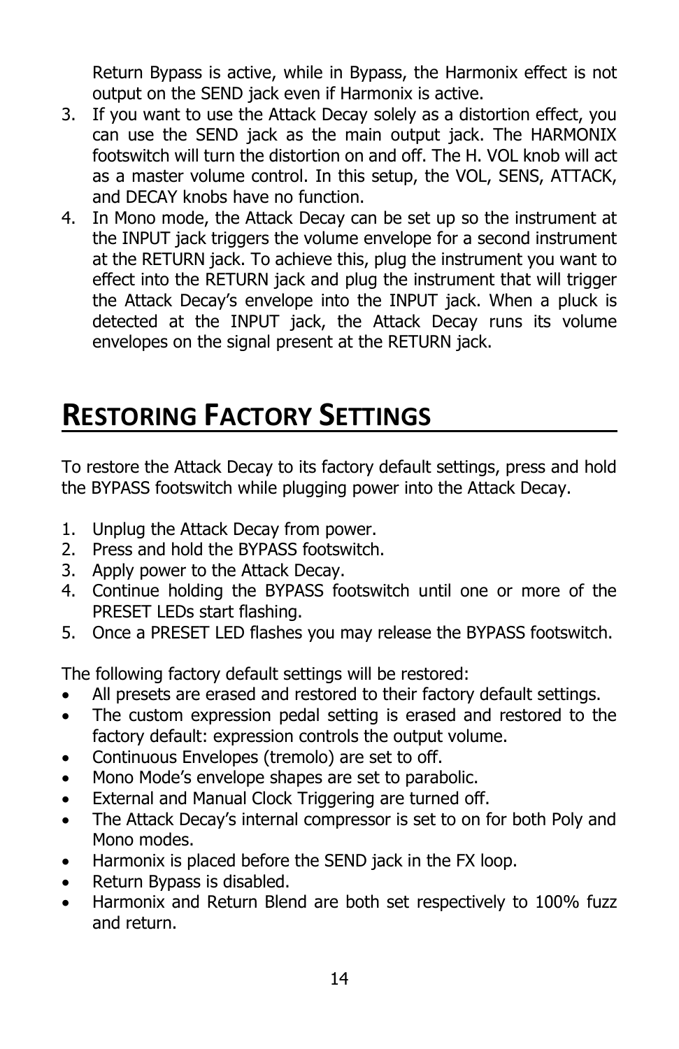Return Bypass is active, while in Bypass, the Harmonix effect is not output on the SEND jack even if Harmonix is active.

3. If you want to use the Attack Decay solely as a distortion effect, you can use the SEND jack as the main output jack. The HARMONIX footswitch will turn the distortion on and off. The H. VOL knob will act as a master volume control. In this setup, the VOL, SENS, ATTACK, and DECAY knobs have no function.
4. In Mono mode, the Attack Decay can be set up so the instrument at the INPUT jack triggers the volume envelope for a second instrument at the RETURN jack. To achieve this, plug the instrument you want to effect into the RETURN jack and plug the instrument that will trigger the Attack Decay's envelope into the INPUT jack. When a pluck is detected at the INPUT jack, the Attack Decay runs its volume envelopes on the signal present at the RETURN jack.

# Restoring Factory Settings

To restore the Attack Decay to its factory default settings, press and hold the BYPASS footswitch while plugging power into the Attack Decay.

1. Unplug the Attack Decay from power.
2. Press and hold the BYPASS footswitch.
3. Apply power to the Attack Decay.
4. Continue holding the BYPASS footswitch until one or more of the PRESET LEDs start flashing.
5. Once a PRESET LED flashes you may release the BYPASS footswitch.

The following factory default settings will be restored:

- All presets are erased and restored to their factory default settings.
- The custom expression pedal setting is erased and restored to the factory default: expression controls the output volume.
- Continuous Envelopes (tremolo) are set to off.
- Mono Mode's envelope shapes are set to parabolic.
- External and Manual Clock Triggering are turned off.
- The Attack Decay's internal compressor is set to on for both Poly and Mono modes.
- Harmonix is placed before the SEND jack in the FX loop.
- Return Bypass is disabled.
- Harmonix and Return Blend are both set respectively to 100% fuzz and return.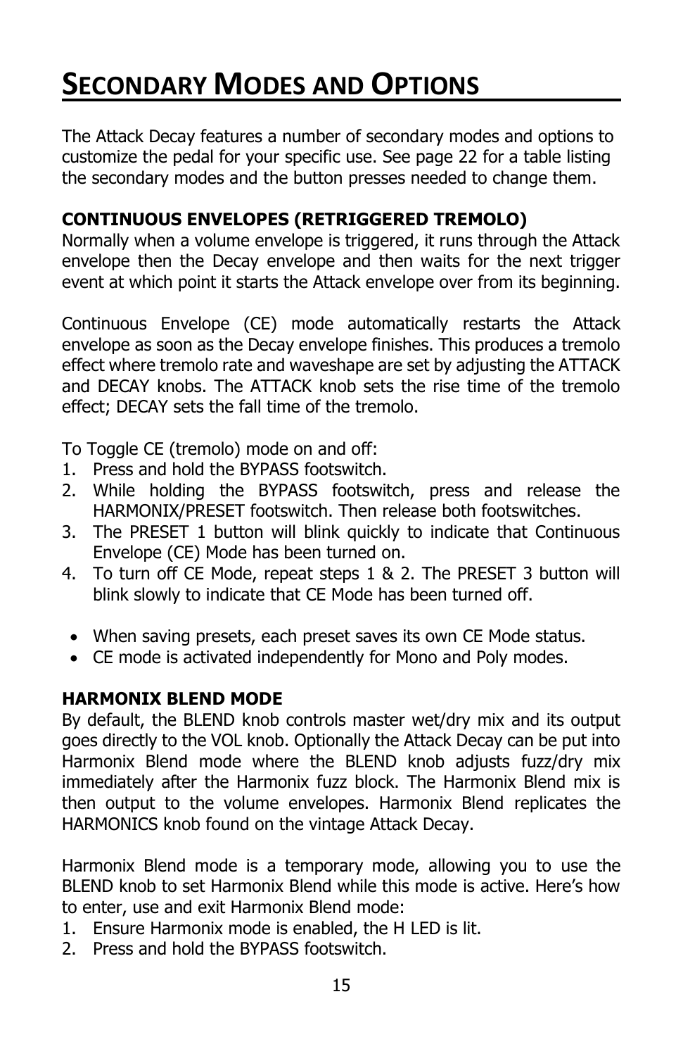# Secondary Modes and Options

The Attack Decay features a number of secondary modes and options to customize the pedal for your specific use. See page 22 for a table listing the secondary modes and the button presses needed to change them.

**CONTINUOUS ENVELOPES (RETRIGGERED TREMOLO)**
Normally when a volume envelope is triggered, it runs through the Attack envelope then the Decay envelope and then waits for the next trigger event at which point it starts the Attack envelope over from its beginning.

Continuous Envelope (CE) mode automatically restarts the Attack envelope as soon as the Decay envelope finishes. This produces a tremolo effect where tremolo rate and waveshape are set by adjusting the ATTACK and DECAY knobs. The ATTACK knob sets the rise time of the tremolo effect; DECAY sets the fall time of the tremolo.

To Toggle CE (tremolo) mode on and off:

1. Press and hold the BYPASS footswitch.
2. While holding the BYPASS footswitch, press and release the HARMONIX/PRESET footswitch. Then release both footswitches.
3. The PRESET 1 button will blink quickly to indicate that Continuous Envelope (CE) Mode has been turned on.
4. To turn off CE Mode, repeat steps 1 & 2. The PRESET 3 button will blink slowly to indicate that CE Mode has been turned off.

- When saving presets, each preset saves its own CE Mode status.
- CE mode is activated independently for Mono and Poly modes.

**HARMONIX BLEND MODE**
By default, the BLEND knob controls master wet/dry mix and its output goes directly to the VOL knob. Optionally the Attack Decay can be put into Harmonix Blend mode where the BLEND knob adjusts fuzz/dry mix immediately after the Harmonix fuzz block. The Harmonix Blend mix is then output to the volume envelopes. Harmonix Blend replicates the HARMONICS knob found on the vintage Attack Decay.

Harmonix Blend mode is a temporary mode, allowing you to use the BLEND knob to set Harmonix Blend while this mode is active. Here's how to enter, use and exit Harmonix Blend mode:

1. Ensure Harmonix mode is enabled, the H LED is lit.
2. Press and hold the BYPASS footswitch.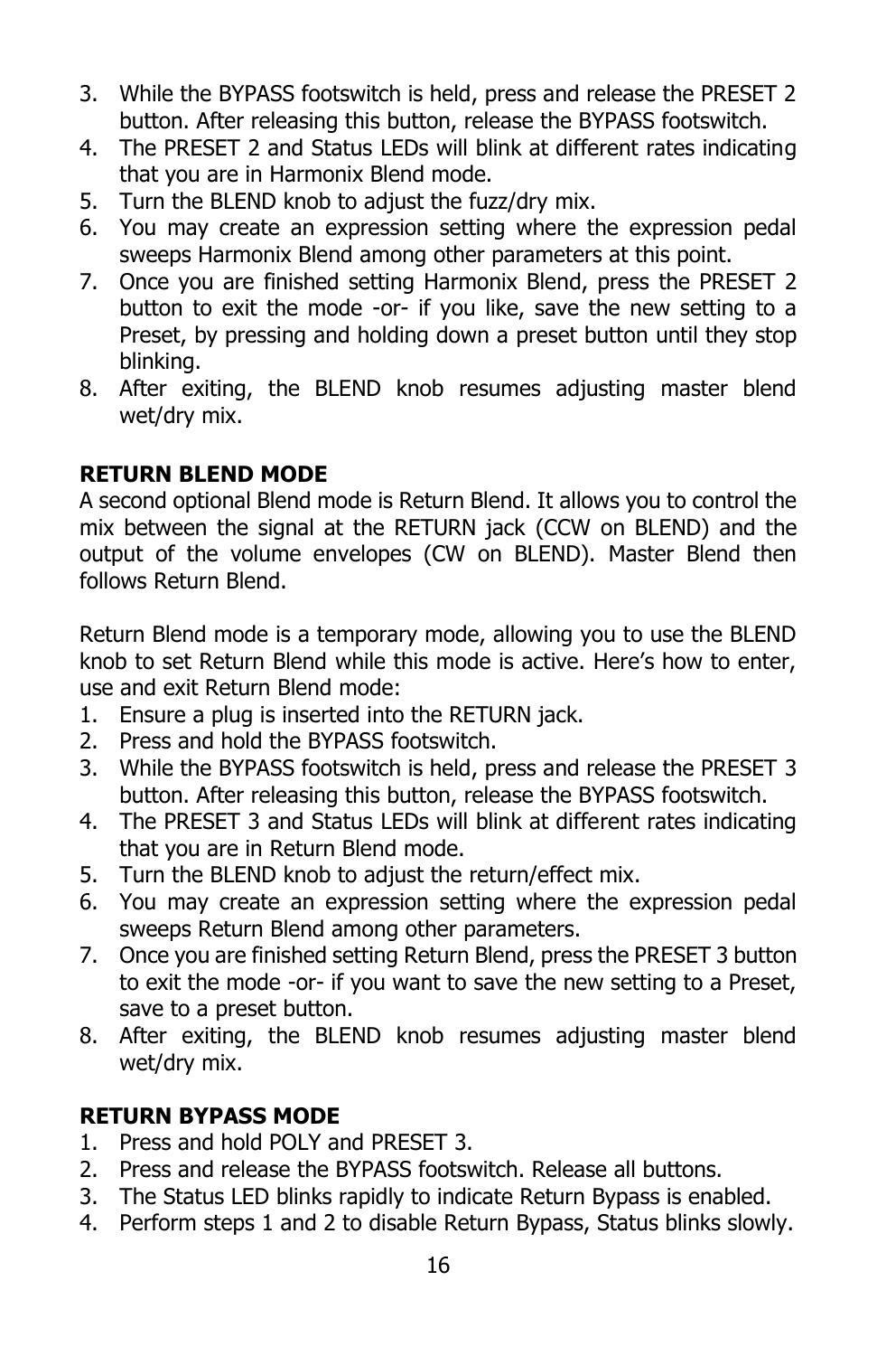3. While the BYPASS footswitch is held, press and release the PRESET 2 button. After releasing this button, release the BYPASS footswitch.
4. The PRESET 2 and Status LEDs will blink at different rates indicating that you are in Harmonix Blend mode.
5. Turn the BLEND knob to adjust the fuzz/dry mix.
6. You may create an expression setting where the expression pedal sweeps Harmonix Blend among other parameters at this point.
7. Once you are finished setting Harmonix Blend, press the PRESET 2 button to exit the mode -or- if you like, save the new setting to a Preset, by pressing and holding down a preset button until they stop blinking.
8. After exiting, the BLEND knob resumes adjusting master blend wet/dry mix.

**RETURN BLEND MODE**

A second optional Blend mode is Return Blend. It allows you to control the mix between the signal at the RETURN jack (CCW on BLEND) and the output of the volume envelopes (CW on BLEND). Master Blend then follows Return Blend.

Return Blend mode is a temporary mode, allowing you to use the BLEND knob to set Return Blend while this mode is active. Here's how to enter, use and exit Return Blend mode:

1. Ensure a plug is inserted into the RETURN jack.
2. Press and hold the BYPASS footswitch.
3. While the BYPASS footswitch is held, press and release the PRESET 3 button. After releasing this button, release the BYPASS footswitch.
4. The PRESET 3 and Status LEDs will blink at different rates indicating that you are in Return Blend mode.
5. Turn the BLEND knob to adjust the return/effect mix.
6. You may create an expression setting where the expression pedal sweeps Return Blend among other parameters.
7. Once you are finished setting Return Blend, press the PRESET 3 button to exit the mode -or- if you want to save the new setting to a Preset, save to a preset button.
8. After exiting, the BLEND knob resumes adjusting master blend wet/dry mix.

**RETURN BYPASS MODE**

1. Press and hold POLY and PRESET 3.
2. Press and release the BYPASS footswitch. Release all buttons.
3. The Status LED blinks rapidly to indicate Return Bypass is enabled.
4. Perform steps 1 and 2 to disable Return Bypass, Status blinks slowly.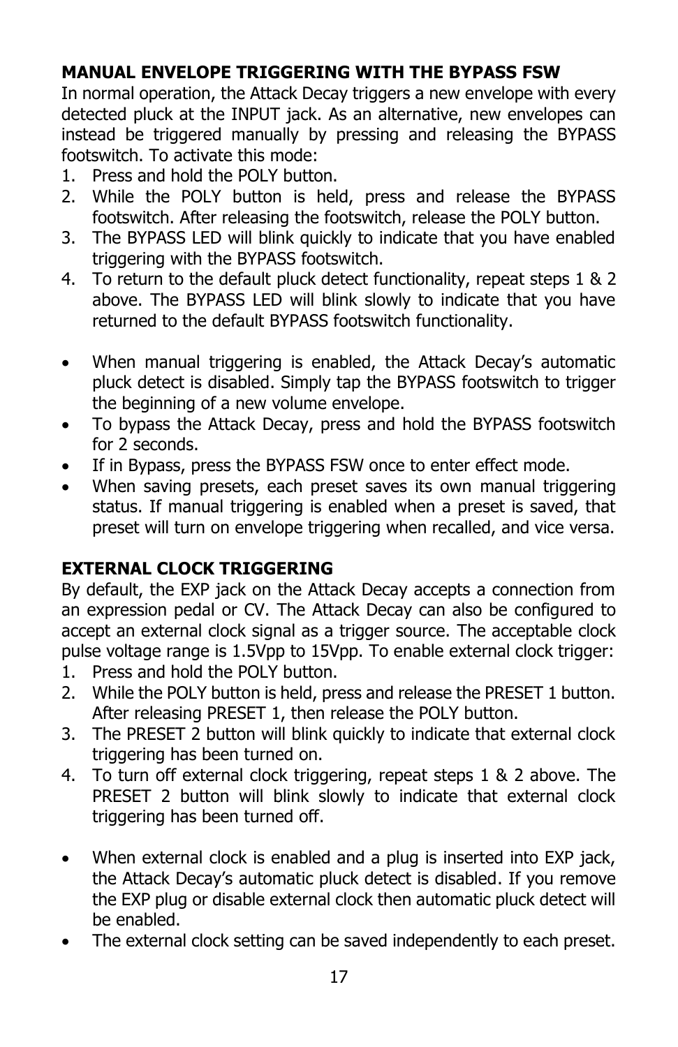### MANUAL ENVELOPE TRIGGERING WITH THE BYPASS FSW

In normal operation, the Attack Decay triggers a new envelope with every detected pluck at the INPUT jack. As an alternative, new envelopes can instead be triggered manually by pressing and releasing the BYPASS footswitch. To activate this mode:

1. Press and hold the POLY button.
2. While the POLY button is held, press and release the BYPASS footswitch. After releasing the footswitch, release the POLY button.
3. The BYPASS LED will blink quickly to indicate that you have enabled triggering with the BYPASS footswitch.
4. To return to the default pluck detect functionality, repeat steps 1 & 2 above. The BYPASS LED will blink slowly to indicate that you have returned to the default BYPASS footswitch functionality.

- When manual triggering is enabled, the Attack Decay's automatic pluck detect is disabled. Simply tap the BYPASS footswitch to trigger the beginning of a new volume envelope.
- To bypass the Attack Decay, press and hold the BYPASS footswitch for 2 seconds.
- If in Bypass, press the BYPASS FSW once to enter effect mode.
- When saving presets, each preset saves its own manual triggering status. If manual triggering is enabled when a preset is saved, that preset will turn on envelope triggering when recalled, and vice versa.

### EXTERNAL CLOCK TRIGGERING

By default, the EXP jack on the Attack Decay accepts a connection from an expression pedal or CV. The Attack Decay can also be configured to accept an external clock signal as a trigger source. The acceptable clock pulse voltage range is 1.5Vpp to 15Vpp. To enable external clock trigger:

1. Press and hold the POLY button.
2. While the POLY button is held, press and release the PRESET 1 button. After releasing PRESET 1, then release the POLY button.
3. The PRESET 2 button will blink quickly to indicate that external clock triggering has been turned on.
4. To turn off external clock triggering, repeat steps 1 & 2 above. The PRESET 2 button will blink slowly to indicate that external clock triggering has been turned off.

- When external clock is enabled and a plug is inserted into EXP jack, the Attack Decay's automatic pluck detect is disabled. If you remove the EXP plug or disable external clock then automatic pluck detect will be enabled.
- The external clock setting can be saved independently to each preset.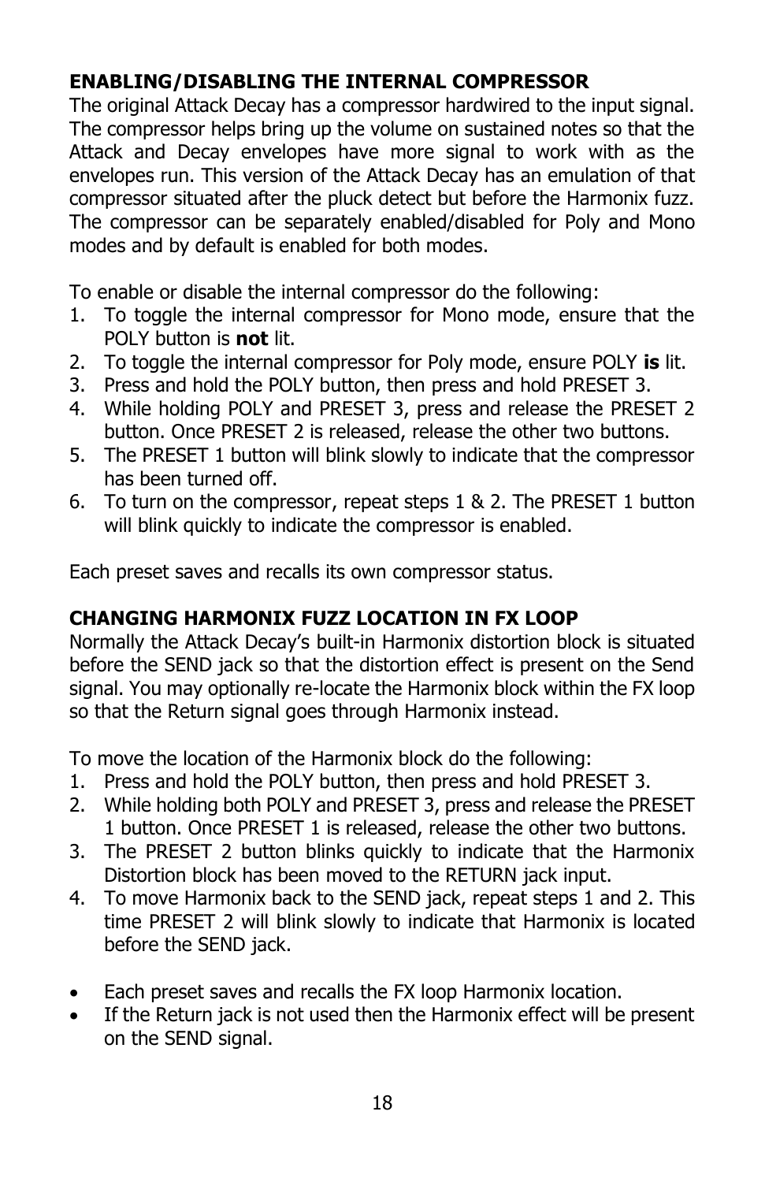## ENABLING/DISABLING THE INTERNAL COMPRESSOR

The original Attack Decay has a compressor hardwired to the input signal. The compressor helps bring up the volume on sustained notes so that the Attack and Decay envelopes have more signal to work with as the envelopes run. This version of the Attack Decay has an emulation of that compressor situated after the pluck detect but before the Harmonix fuzz. The compressor can be separately enabled/disabled for Poly and Mono modes and by default is enabled for both modes.

To enable or disable the internal compressor do the following:

1. To toggle the internal compressor for Mono mode, ensure that the POLY button is **not** lit.
2. To toggle the internal compressor for Poly mode, ensure POLY **is** lit.
3. Press and hold the POLY button, then press and hold PRESET 3.
4. While holding POLY and PRESET 3, press and release the PRESET 2 button. Once PRESET 2 is released, release the other two buttons.
5. The PRESET 1 button will blink slowly to indicate that the compressor has been turned off.
6. To turn on the compressor, repeat steps 1 & 2. The PRESET 1 button will blink quickly to indicate the compressor is enabled.

Each preset saves and recalls its own compressor status.

## CHANGING HARMONIX FUZZ LOCATION IN FX LOOP

Normally the Attack Decay's built-in Harmonix distortion block is situated before the SEND jack so that the distortion effect is present on the Send signal. You may optionally re-locate the Harmonix block within the FX loop so that the Return signal goes through Harmonix instead.

To move the location of the Harmonix block do the following:

1. Press and hold the POLY button, then press and hold PRESET 3.
2. While holding both POLY and PRESET 3, press and release the PRESET 1 button. Once PRESET 1 is released, release the other two buttons.
3. The PRESET 2 button blinks quickly to indicate that the Harmonix Distortion block has been moved to the RETURN jack input.
4. To move Harmonix back to the SEND jack, repeat steps 1 and 2. This time PRESET 2 will blink slowly to indicate that Harmonix is located before the SEND jack.

- Each preset saves and recalls the FX loop Harmonix location.
- If the Return jack is not used then the Harmonix effect will be present on the SEND signal.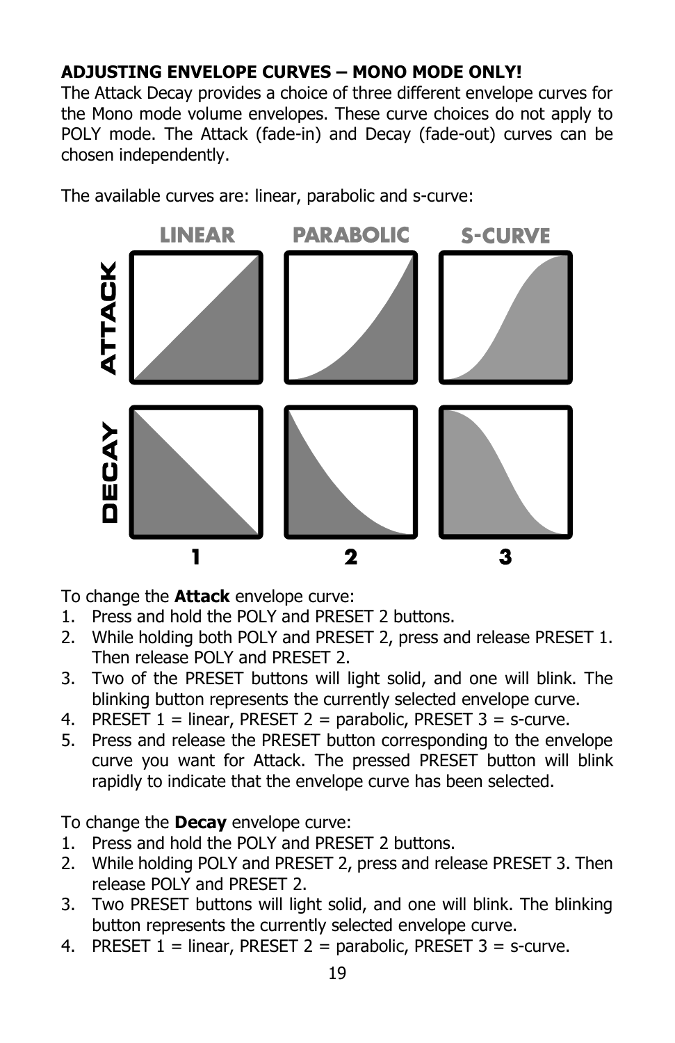**ADJUSTING ENVELOPE CURVES – MONO MODE ONLY!**

The Attack Decay provides a choice of three different envelope curves for the Mono mode volume envelopes. These curve choices do not apply to POLY mode. The Attack (fade-in) and Decay (fade-out) curves can be chosen independently.

The available curves are: linear, parabolic and s-curve:

To change the **Attack** envelope curve:

1. Press and hold the POLY and PRESET 2 buttons.
2. While holding both POLY and PRESET 2, press and release PRESET 1. Then release POLY and PRESET 2.
3. Two of the PRESET buttons will light solid, and one will blink. The blinking button represents the currently selected envelope curve.
4. PRESET 1 = linear, PRESET 2 = parabolic, PRESET 3 = s-curve.
5. Press and release the PRESET button corresponding to the envelope curve you want for Attack. The pressed PRESET button will blink rapidly to indicate that the envelope curve has been selected.

To change the **Decay** envelope curve:

1. Press and hold the POLY and PRESET 2 buttons.
2. While holding POLY and PRESET 2, press and release PRESET 3. Then release POLY and PRESET 2.
3. Two PRESET buttons will light solid, and one will blink. The blinking button represents the currently selected envelope curve.
4. PRESET 1 = linear, PRESET 2 = parabolic, PRESET 3 = s-curve.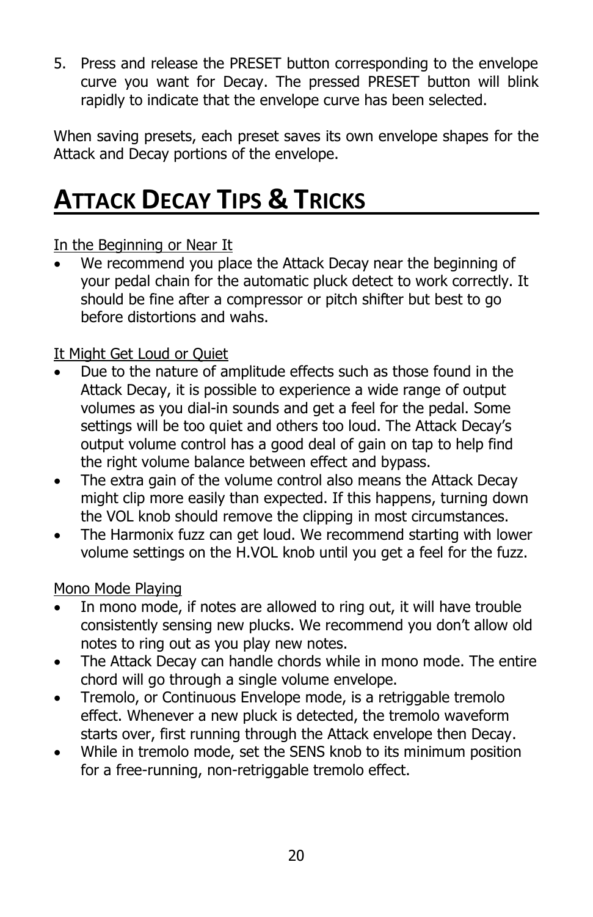5. Press and release the PRESET button corresponding to the envelope curve you want for Decay. The pressed PRESET button will blink rapidly to indicate that the envelope curve has been selected.

When saving presets, each preset saves its own envelope shapes for the Attack and Decay portions of the envelope.

# Attack Decay Tips & Tricks

In the Beginning or Near It

- We recommend you place the Attack Decay near the beginning of your pedal chain for the automatic pluck detect to work correctly. It should be fine after a compressor or pitch shifter but best to go before distortions and wahs.

It Might Get Loud or Quiet

- Due to the nature of amplitude effects such as those found in the Attack Decay, it is possible to experience a wide range of output volumes as you dial-in sounds and get a feel for the pedal. Some settings will be too quiet and others too loud. The Attack Decay's output volume control has a good deal of gain on tap to help find the right volume balance between effect and bypass.
- The extra gain of the volume control also means the Attack Decay might clip more easily than expected. If this happens, turning down the VOL knob should remove the clipping in most circumstances.
- The Harmonix fuzz can get loud. We recommend starting with lower volume settings on the H.VOL knob until you get a feel for the fuzz.

Mono Mode Playing

- In mono mode, if notes are allowed to ring out, it will have trouble consistently sensing new plucks. We recommend you don't allow old notes to ring out as you play new notes.
- The Attack Decay can handle chords while in mono mode. The entire chord will go through a single volume envelope.
- Tremolo, or Continuous Envelope mode, is a retriggable tremolo effect. Whenever a new pluck is detected, the tremolo waveform starts over, first running through the Attack envelope then Decay.
- While in tremolo mode, set the SENS knob to its minimum position for a free-running, non-retriggable tremolo effect.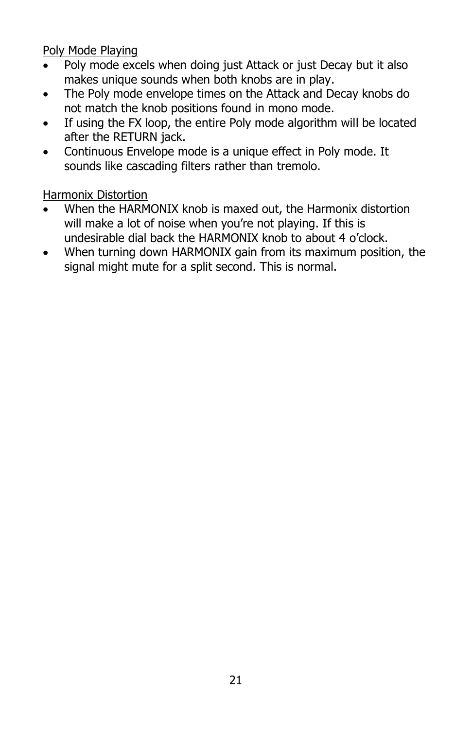Poly Mode Playing

- Poly mode excels when doing just Attack or just Decay but it also makes unique sounds when both knobs are in play.
- The Poly mode envelope times on the Attack and Decay knobs do not match the knob positions found in mono mode.
- If using the FX loop, the entire Poly mode algorithm will be located after the RETURN jack.
- Continuous Envelope mode is a unique effect in Poly mode. It sounds like cascading filters rather than tremolo.

Harmonix Distortion

- When the HARMONIX knob is maxed out, the Harmonix distortion will make a lot of noise when you're not playing. If this is undesirable dial back the HARMONIX knob to about 4 o'clock.
- When turning down HARMONIX gain from its maximum position, the signal might mute for a split second. This is normal.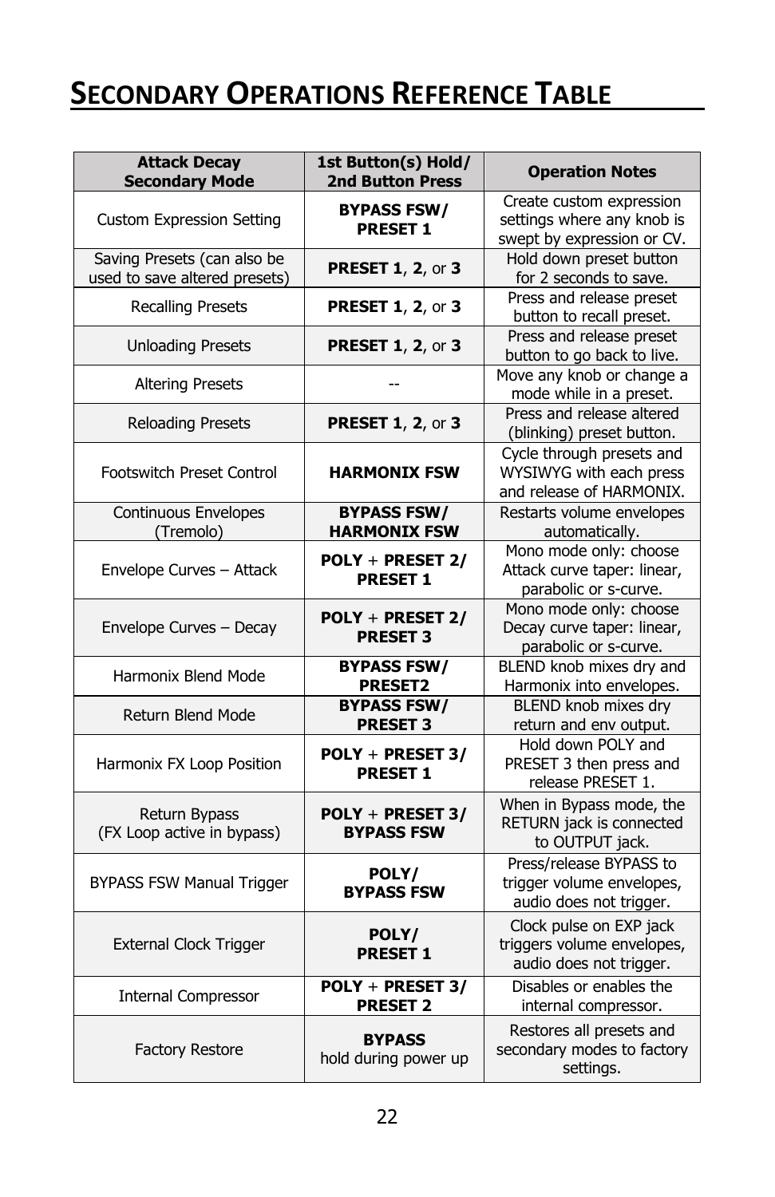# Secondary Operations Reference Table

| Attack Decay Secondary Mode | 1st Button(s) Hold/ 2nd Button Press | Operation Notes |
|---|---|---|
| Custom Expression Setting | **BYPASS FSW/ PRESET 1** | Create custom expression settings where any knob is swept by expression or CV. |
| Saving Presets (can also be used to save altered presets) | **PRESET 1**, **2**, or **3** | Hold down preset button for 2 seconds to save. |
| Recalling Presets | **PRESET 1**, **2**, or **3** | Press and release preset button to recall preset. |
| Unloading Presets | **PRESET 1**, **2**, or **3** | Press and release preset button to go back to live. |
| Altering Presets | -- | Move any knob or change a mode while in a preset. |
| Reloading Presets | **PRESET 1**, **2**, or **3** | Press and release altered (blinking) preset button. |
| Footswitch Preset Control | **HARMONIX FSW** | Cycle through presets and WYSIWYG with each press and release of HARMONIX. |
| Continuous Envelopes (Tremolo) | **BYPASS FSW/ HARMONIX FSW** | Restarts volume envelopes automatically. |
| Envelope Curves – Attack | **POLY** + **PRESET 2/ PRESET 1** | Mono mode only: choose Attack curve taper: linear, parabolic or s-curve. |
| Envelope Curves – Decay | **POLY** + **PRESET 2/ PRESET 3** | Mono mode only: choose Decay curve taper: linear, parabolic or s-curve. |
| Harmonix Blend Mode | **BYPASS FSW/ PRESET2** | BLEND knob mixes dry and Harmonix into envelopes. |
| Return Blend Mode | **BYPASS FSW/ PRESET 3** | BLEND knob mixes dry return and env output. |
| Harmonix FX Loop Position | **POLY** + **PRESET 3/ PRESET 1** | Hold down POLY and PRESET 3 then press and release PRESET 1. |
| Return Bypass (FX Loop active in bypass) | **POLY** + **PRESET 3/ BYPASS FSW** | When in Bypass mode, the RETURN jack is connected to OUTPUT jack. |
| BYPASS FSW Manual Trigger | **POLY/ BYPASS FSW** | Press/release BYPASS to trigger volume envelopes, audio does not trigger. |
| External Clock Trigger | **POLY/ PRESET 1** | Clock pulse on EXP jack triggers volume envelopes, audio does not trigger. |
| Internal Compressor | **POLY** + **PRESET 3/ PRESET 2** | Disables or enables the internal compressor. |
| Factory Restore | **BYPASS** hold during power up | Restores all presets and secondary modes to factory settings. |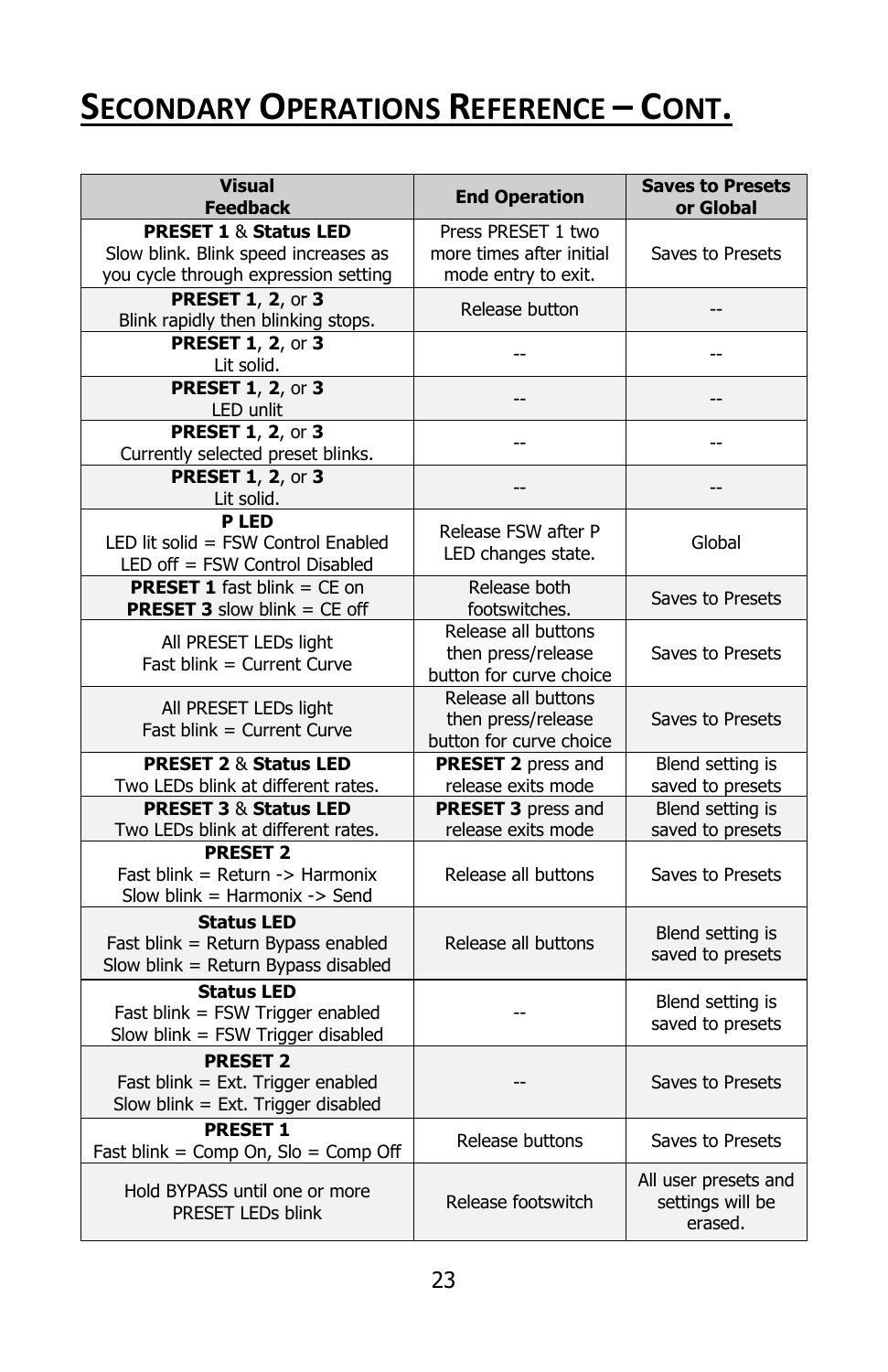# Secondary Operations Reference – Cont.

| Visual Feedback | End Operation | Saves to Presets or Global |
|---|---|---|
| **PRESET 1** & **Status LED** Slow blink. Blink speed increases as you cycle through expression setting | Press PRESET 1 two more times after initial mode entry to exit. | Saves to Presets |
| **PRESET 1**, **2**, or **3** Blink rapidly then blinking stops. | Release button | -- |
| **PRESET 1**, **2**, or **3** Lit solid. | -- | -- |
| **PRESET 1**, **2**, or **3** LED unlit | -- | -- |
| **PRESET 1**, **2**, or **3** Currently selected preset blinks. | -- | -- |
| **PRESET 1**, **2**, or **3** Lit solid. | -- | -- |
| **P LED** LED lit solid = FSW Control Enabled LED off = FSW Control Disabled | Release FSW after P LED changes state. | Global |
| **PRESET 1** fast blink = CE on **PRESET 3** slow blink = CE off | Release both footswitches. | Saves to Presets |
| All PRESET LEDs light Fast blink = Current Curve | Release all buttons then press/release button for curve choice | Saves to Presets |
| All PRESET LEDs light Fast blink = Current Curve | Release all buttons then press/release button for curve choice | Saves to Presets |
| **PRESET 2** & **Status LED** Two LEDs blink at different rates. | **PRESET 2** press and release exits mode | Blend setting is saved to presets |
| **PRESET 3** & **Status LED** Two LEDs blink at different rates. | **PRESET 3** press and release exits mode | Blend setting is saved to presets |
| **PRESET 2** Fast blink = Return -> Harmonix Slow blink = Harmonix -> Send | Release all buttons | Saves to Presets |
| **Status LED** Fast blink = Return Bypass enabled Slow blink = Return Bypass disabled | Release all buttons | Blend setting is saved to presets |
| **Status LED** Fast blink = FSW Trigger enabled Slow blink = FSW Trigger disabled | -- | Blend setting is saved to presets |
| **PRESET 2** Fast blink = Ext. Trigger enabled Slow blink = Ext. Trigger disabled | -- | Saves to Presets |
| **PRESET 1** Fast blink = Comp On, Slo = Comp Off | Release buttons | Saves to Presets |
| Hold BYPASS until one or more PRESET LEDs blink | Release footswitch | All user presets and settings will be erased. |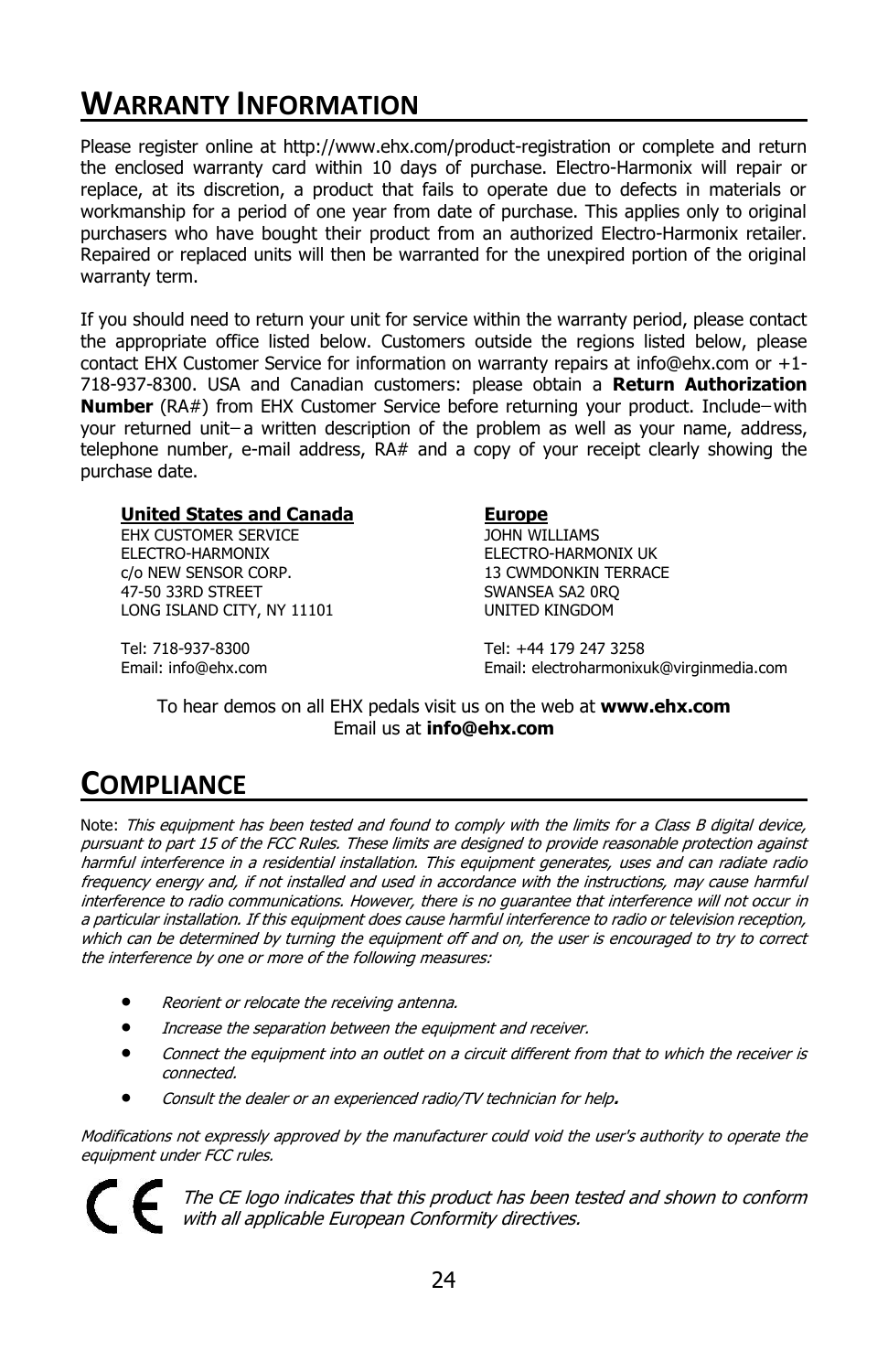## Warranty Information

Please register online at http://www.ehx.com/product-registration or complete and return the enclosed warranty card within 10 days of purchase. Electro-Harmonix will repair or replace, at its discretion, a product that fails to operate due to defects in materials or workmanship for a period of one year from date of purchase. This applies only to original purchasers who have bought their product from an authorized Electro-Harmonix retailer. Repaired or replaced units will then be warranted for the unexpired portion of the original warranty term.

If you should need to return your unit for service within the warranty period, please contact the appropriate office listed below. Customers outside the regions listed below, please contact EHX Customer Service for information on warranty repairs at info@ehx.com or +1-718-937-8300. USA and Canadian customers: please obtain a **Return Authorization Number** (RA#) from EHX Customer Service before returning your product. Include−with your returned unit− a written description of the problem as well as your name, address, telephone number, e-mail address, RA# and a copy of your receipt clearly showing the purchase date.

**United States and Canada**
EHX CUSTOMER SERVICE
ELECTRO-HARMONIX
c/o NEW SENSOR CORP.
47-50 33RD STREET
LONG ISLAND CITY, NY 11101

Tel: 718-937-8300
Email: info@ehx.com

**Europe**
JOHN WILLIAMS
ELECTRO-HARMONIX UK
13 CWMDONKIN TERRACE
SWANSEA SA2 0RQ
UNITED KINGDOM

Tel: +44 179 247 3258
Email: electroharmonixuk@virginmedia.com

To hear demos on all EHX pedals visit us on the web at **www.ehx.com**
Email us at **info@ehx.com**

## Compliance

Note: *This equipment has been tested and found to comply with the limits for a Class B digital device, pursuant to part 15 of the FCC Rules. These limits are designed to provide reasonable protection against harmful interference in a residential installation. This equipment generates, uses and can radiate radio frequency energy and, if not installed and used in accordance with the instructions, may cause harmful interference to radio communications. However, there is no guarantee that interference will not occur in a particular installation. If this equipment does cause harmful interference to radio or television reception, which can be determined by turning the equipment off and on, the user is encouraged to try to correct the interference by one or more of the following measures:*

- *Reorient or relocate the receiving antenna.*
- *Increase the separation between the equipment and receiver.*
- *Connect the equipment into an outlet on a circuit different from that to which the receiver is connected.*
- *Consult the dealer or an experienced radio/TV technician for help.*

*Modifications not expressly approved by the manufacturer could void the user's authority to operate the equipment under FCC rules.*

CE *The CE logo indicates that this product has been tested and shown to conform with all applicable European Conformity directives.*